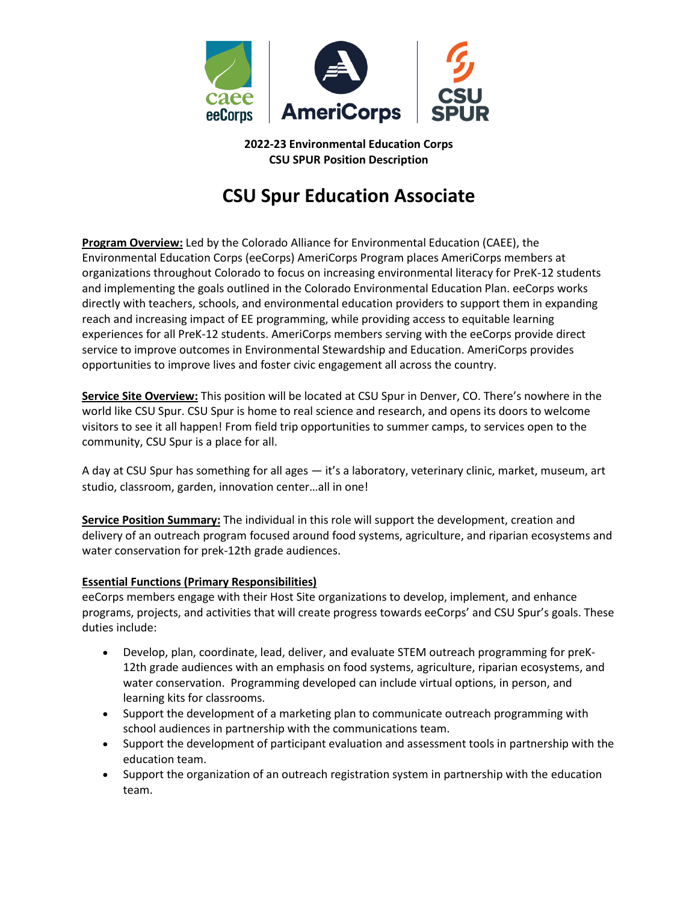**2022-23 Environmental Education Corps**
**CSU SPUR Position Description**

# CSU Spur Education Associate

**Program Overview:** Led by the Colorado Alliance for Environmental Education (CAEE), the Environmental Education Corps (eeCorps) AmeriCorps Program places AmeriCorps members at organizations throughout Colorado to focus on increasing environmental literacy for PreK-12 students and implementing the goals outlined in the Colorado Environmental Education Plan. eeCorps works directly with teachers, schools, and environmental education providers to support them in expanding reach and increasing impact of EE programming, while providing access to equitable learning experiences for all PreK-12 students. AmeriCorps members serving with the eeCorps provide direct service to improve outcomes in Environmental Stewardship and Education. AmeriCorps provides opportunities to improve lives and foster civic engagement all across the country.

**Service Site Overview:** This position will be located at CSU Spur in Denver, CO. There's nowhere in the world like CSU Spur. CSU Spur is home to real science and research, and opens its doors to welcome visitors to see it all happen! From field trip opportunities to summer camps, to services open to the community, CSU Spur is a place for all.

A day at CSU Spur has something for all ages — it's a laboratory, veterinary clinic, market, museum, art studio, classroom, garden, innovation center…all in one!

**Service Position Summary:** The individual in this role will support the development, creation and delivery of an outreach program focused around food systems, agriculture, and riparian ecosystems and water conservation for prek-12th grade audiences.

**Essential Functions (Primary Responsibilities)**
eeCorps members engage with their Host Site organizations to develop, implement, and enhance programs, projects, and activities that will create progress towards eeCorps' and CSU Spur's goals. These duties include:

- Develop, plan, coordinate, lead, deliver, and evaluate STEM outreach programming for preK-12th grade audiences with an emphasis on food systems, agriculture, riparian ecosystems, and water conservation. Programming developed can include virtual options, in person, and learning kits for classrooms.
- Support the development of a marketing plan to communicate outreach programming with school audiences in partnership with the communications team.
- Support the development of participant evaluation and assessment tools in partnership with the education team.
- Support the organization of an outreach registration system in partnership with the education team.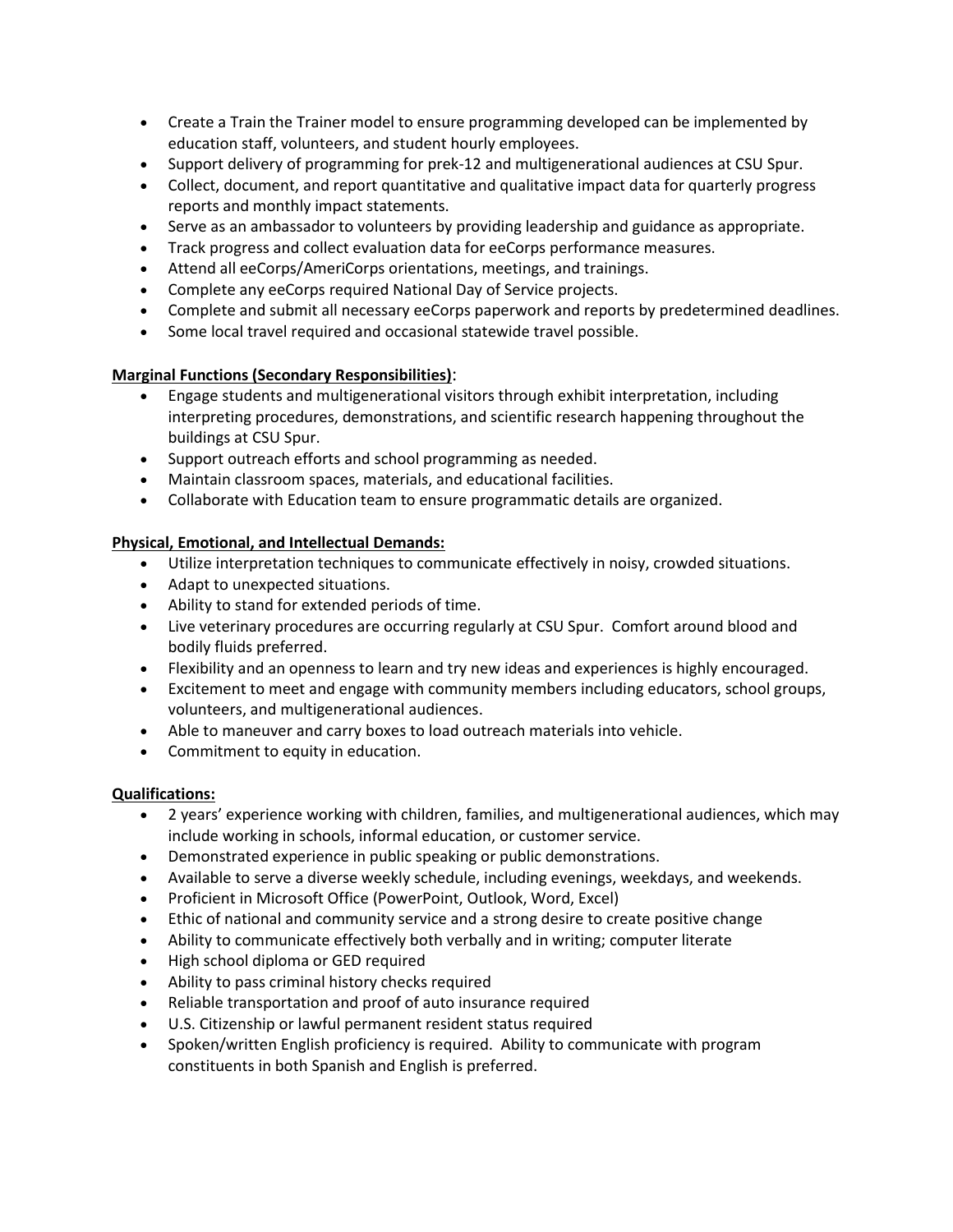- Create a Train the Trainer model to ensure programming developed can be implemented by education staff, volunteers, and student hourly employees.
- Support delivery of programming for prek-12 and multigenerational audiences at CSU Spur.
- Collect, document, and report quantitative and qualitative impact data for quarterly progress reports and monthly impact statements.
- Serve as an ambassador to volunteers by providing leadership and guidance as appropriate.
- Track progress and collect evaluation data for eeCorps performance measures.
- Attend all eeCorps/AmeriCorps orientations, meetings, and trainings.
- Complete any eeCorps required National Day of Service projects.
- Complete and submit all necessary eeCorps paperwork and reports by predetermined deadlines.
- Some local travel required and occasional statewide travel possible.

**Marginal Functions (Secondary Responsibilities)**:

- Engage students and multigenerational visitors through exhibit interpretation, including interpreting procedures, demonstrations, and scientific research happening throughout the buildings at CSU Spur.
- Support outreach efforts and school programming as needed.
- Maintain classroom spaces, materials, and educational facilities.
- Collaborate with Education team to ensure programmatic details are organized.

**Physical, Emotional, and Intellectual Demands:**

- Utilize interpretation techniques to communicate effectively in noisy, crowded situations.
- Adapt to unexpected situations.
- Ability to stand for extended periods of time.
- Live veterinary procedures are occurring regularly at CSU Spur. Comfort around blood and bodily fluids preferred.
- Flexibility and an openness to learn and try new ideas and experiences is highly encouraged.
- Excitement to meet and engage with community members including educators, school groups, volunteers, and multigenerational audiences.
- Able to maneuver and carry boxes to load outreach materials into vehicle.
- Commitment to equity in education.

**Qualifications:**

- 2 years' experience working with children, families, and multigenerational audiences, which may include working in schools, informal education, or customer service.
- Demonstrated experience in public speaking or public demonstrations.
- Available to serve a diverse weekly schedule, including evenings, weekdays, and weekends.
- Proficient in Microsoft Office (PowerPoint, Outlook, Word, Excel)
- Ethic of national and community service and a strong desire to create positive change
- Ability to communicate effectively both verbally and in writing; computer literate
- High school diploma or GED required
- Ability to pass criminal history checks required
- Reliable transportation and proof of auto insurance required
- U.S. Citizenship or lawful permanent resident status required
- Spoken/written English proficiency is required. Ability to communicate with program constituents in both Spanish and English is preferred.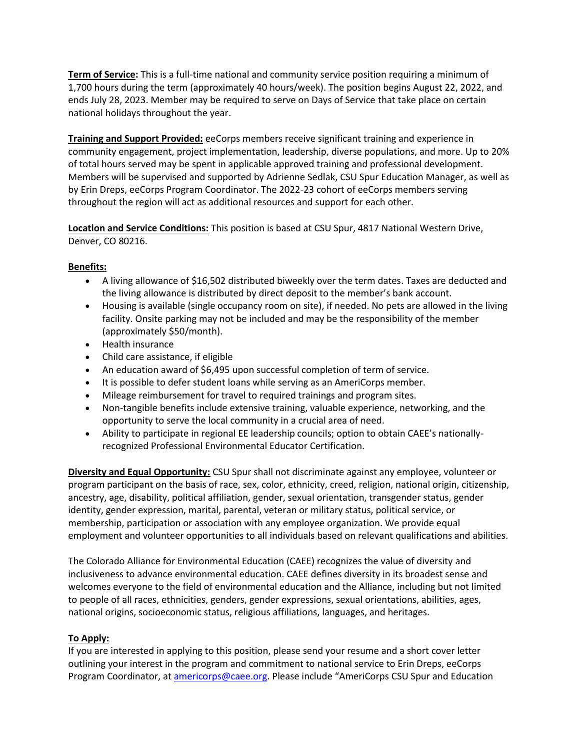**Term of Service:** This is a full-time national and community service position requiring a minimum of 1,700 hours during the term (approximately 40 hours/week). The position begins August 22, 2022, and ends July 28, 2023. Member may be required to serve on Days of Service that take place on certain national holidays throughout the year.

**Training and Support Provided:** eeCorps members receive significant training and experience in community engagement, project implementation, leadership, diverse populations, and more. Up to 20% of total hours served may be spent in applicable approved training and professional development. Members will be supervised and supported by Adrienne Sedlak, CSU Spur Education Manager, as well as by Erin Dreps, eeCorps Program Coordinator. The 2022-23 cohort of eeCorps members serving throughout the region will act as additional resources and support for each other.

**Location and Service Conditions:** This position is based at CSU Spur, 4817 National Western Drive, Denver, CO 80216.

**Benefits:**

- A living allowance of $16,502 distributed biweekly over the term dates. Taxes are deducted and the living allowance is distributed by direct deposit to the member's bank account.
- Housing is available (single occupancy room on site), if needed. No pets are allowed in the living facility. Onsite parking may not be included and may be the responsibility of the member (approximately $50/month).
- Health insurance
- Child care assistance, if eligible
- An education award of $6,495 upon successful completion of term of service.
- It is possible to defer student loans while serving as an AmeriCorps member.
- Mileage reimbursement for travel to required trainings and program sites.
- Non-tangible benefits include extensive training, valuable experience, networking, and the opportunity to serve the local community in a crucial area of need.
- Ability to participate in regional EE leadership councils; option to obtain CAEE's nationally-recognized Professional Environmental Educator Certification.

**Diversity and Equal Opportunity:** CSU Spur shall not discriminate against any employee, volunteer or program participant on the basis of race, sex, color, ethnicity, creed, religion, national origin, citizenship, ancestry, age, disability, political affiliation, gender, sexual orientation, transgender status, gender identity, gender expression, marital, parental, veteran or military status, political service, or membership, participation or association with any employee organization. We provide equal employment and volunteer opportunities to all individuals based on relevant qualifications and abilities.

The Colorado Alliance for Environmental Education (CAEE) recognizes the value of diversity and inclusiveness to advance environmental education. CAEE defines diversity in its broadest sense and welcomes everyone to the field of environmental education and the Alliance, including but not limited to people of all races, ethnicities, genders, gender expressions, sexual orientations, abilities, ages, national origins, socioeconomic status, religious affiliations, languages, and heritages.

**To Apply:**

If you are interested in applying to this position, please send your resume and a short cover letter outlining your interest in the program and commitment to national service to Erin Dreps, eeCorps Program Coordinator, at [americorps@caee.org](mailto:americorps@caee.org). Please include "AmeriCorps CSU Spur and Education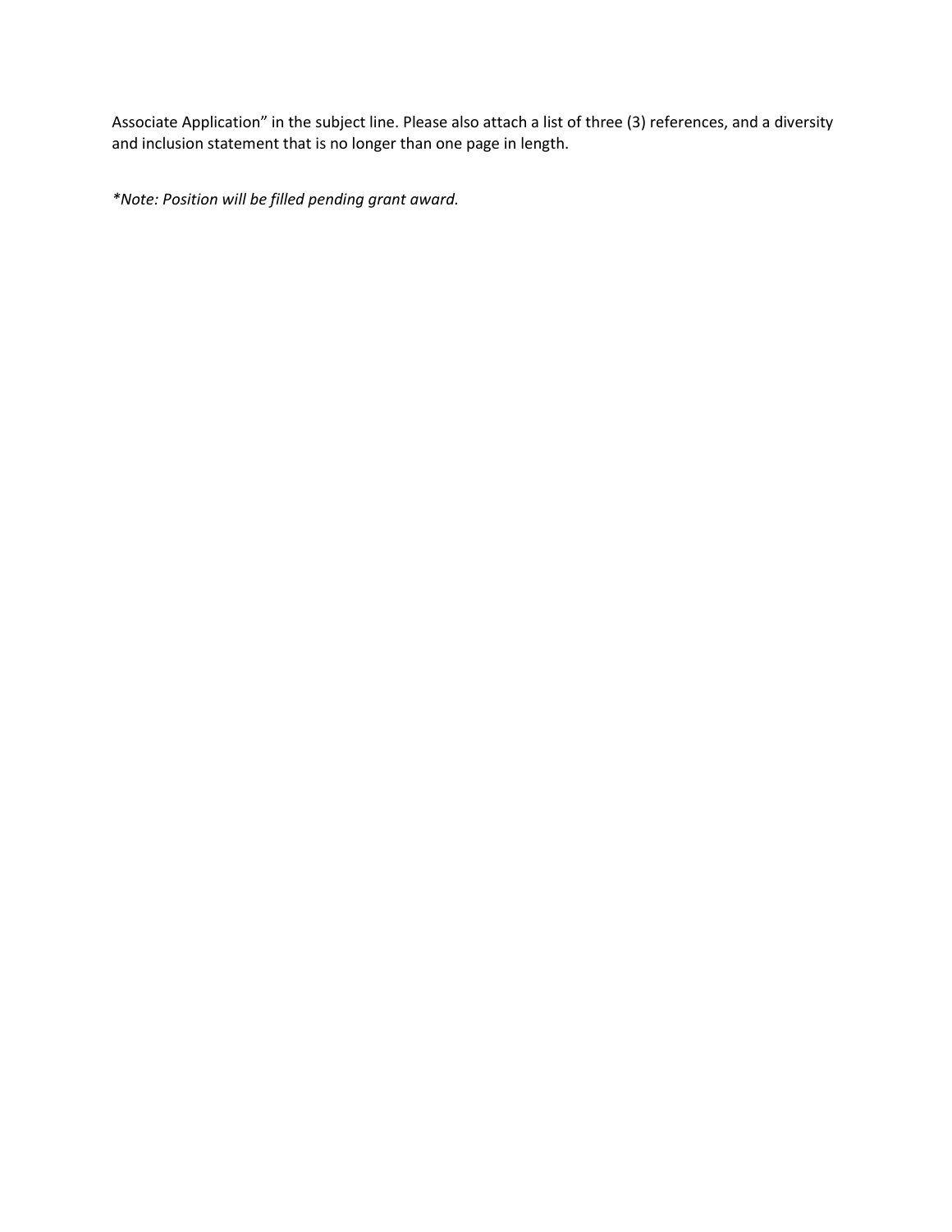Associate Application" in the subject line. Please also attach a list of three (3) references, and a diversity and inclusion statement that is no longer than one page in length.

*\*Note: Position will be filled pending grant award.*